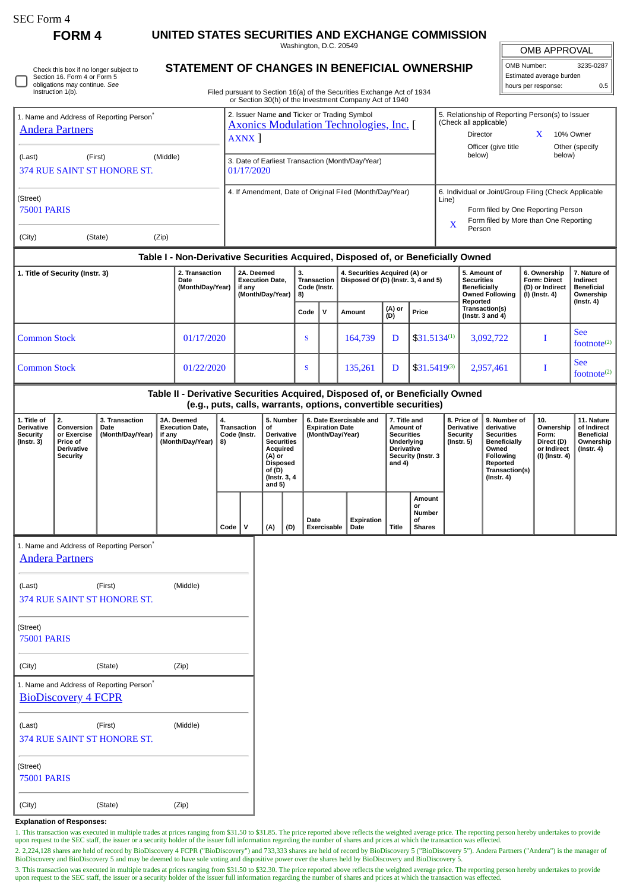SEC Form 4

**FORM 4**

# UNITED STATES SECURITIES AND EXCHANGE COMMISSION

Washington, D.C. 20549

## STATEMENT OF CHANGES IN BENEFICIAL OWNERSHIP

Filed pursuant to Section 16(a) of the Securities Exchange Act of 1934 or Section 30(h) of the Investment Company Act of 1940

| OMB APPROVAL | |
|---|---|
| OMB Number: | 3235-0287 |
| Estimated average burden hours per response: | 0.5 |

☐ Check this box if no longer subject to Section 16. Form 4 or Form 5 obligations may continue. *See* Instruction 1(b).

| 1. Name and Address of Reporting Person* | 2. Issuer Name and Ticker or Trading Symbol | 5. Relationship of Reporting Person(s) to Issuer (Check all applicable) |
|---|---|---|
| Andera Partners | Axonics Modulation Technologies, Inc. [ AXNX ] | Director; X 10% Owner; Officer (give title below); Other (specify below) |
| (Last) (First) (Middle) 374 RUE SAINT ST HONORE ST. | 3. Date of Earliest Transaction (Month/Day/Year) 01/17/2020 | |
| (Street) 75001 PARIS | 4. If Amendment, Date of Original Filed (Month/Day/Year) | 6. Individual or Joint/Group Filing (Check Applicable Line): Form filed by One Reporting Person; X Form filed by More than One Reporting Person |
| (City) (State) (Zip) | | |

### Table I - Non-Derivative Securities Acquired, Disposed of, or Beneficially Owned

| 1. Title of Security (Instr. 3) | 2. Transaction Date (Month/Day/Year) | 2A. Deemed Execution Date, if any (Month/Day/Year) | 3. Transaction Code (Instr. 8) | | 4. Securities Acquired (A) or Disposed Of (D) (Instr. 3, 4 and 5) | | | 5. Amount of Securities Beneficially Owned Following Reported Transaction(s) (Instr. 3 and 4) | 6. Ownership Form: Direct (D) or Indirect (I) (Instr. 4) | 7. Nature of Indirect Beneficial Ownership (Instr. 4) |
|---|---|---|---|---|---|---|---|---|---|---|
| | | | Code | V | Amount | (A) or (D) | Price | | | |
| Common Stock | 01/17/2020 | | S | | 164,739 | D | $31.5134[1] | 3,092,722 | I | See footnote[2] |
| Common Stock | 01/22/2020 | | S | | 135,261 | D | $31.5419[3] | 2,957,461 | I | See footnote[2] |

### Table II - Derivative Securities Acquired, Disposed of, or Beneficially Owned (e.g., puts, calls, warrants, options, convertible securities)

| 1. Title of Derivative Security (Instr. 3) | 2. Conversion or Exercise Price of Derivative Security | 3. Transaction Date (Month/Day/Year) | 3A. Deemed Execution Date, if any (Month/Day/Year) | 4. Transaction Code (Instr. 8) | | 5. Number of Derivative Securities Acquired (A) or Disposed of (D) (Instr. 3, 4 and 5) | | 6. Date Exercisable and Expiration Date (Month/Day/Year) | | 7. Title and Amount of Securities Underlying Derivative Security (Instr. 3 and 4) | | 8. Price of Derivative Security (Instr. 5) | 9. Number of derivative Securities Beneficially Owned Following Reported Transaction(s) (Instr. 4) | 10. Ownership Form: Direct (D) or Indirect (I) (Instr. 4) | 11. Nature of Indirect Beneficial Ownership (Instr. 4) |
|---|---|---|---|---|---|---|---|---|---|---|---|---|---|---|---|
| | | | | Code | V | (A) | (D) | Date Exercisable | Expiration Date | Title | Amount or Number of Shares | | | | |

| 1. Name and Address of Reporting Person* |
|---|
| Andera Partners |
| (Last) (First) (Middle) 374 RUE SAINT ST HONORE ST. |
| (Street) 75001 PARIS |
| (City) (State) (Zip) |

| 1. Name and Address of Reporting Person* |
|---|
| BioDiscovery 4 FCPR |
| (Last) (First) (Middle) 374 RUE SAINT ST HONORE ST. |
| (Street) 75001 PARIS |
| (City) (State) (Zip) |

**Explanation of Responses:**

1. This transaction was executed in multiple trades at prices ranging from $31.50 to $31.85. The price reported above reflects the weighted average price. The reporting person hereby undertakes to provide upon request to the SEC staff, the issuer or a security holder of the issuer full information regarding the number of shares and prices at which the transaction was effected.

2. 2,224,128 shares are held of record by BioDiscovery 4 FCPR ("BioDiscovery") and 733,333 shares are held of record by BioDiscovery 5 ("BioDiscovery 5"). Andera Partners ("Andera") is the manager of BioDiscovery and BioDiscovery 5 and may be deemed to have sole voting and dispositive power over the shares held by BioDiscovery and BioDiscovery 5.

3. This transaction was executed in multiple trades at prices ranging from $31.50 to $32.30. The price reported above reflects the weighted average price. The reporting person hereby undertakes to provide upon request to the SEC staff, the issuer or a security holder of the issuer full information regarding the number of shares and prices at which the transaction was effected.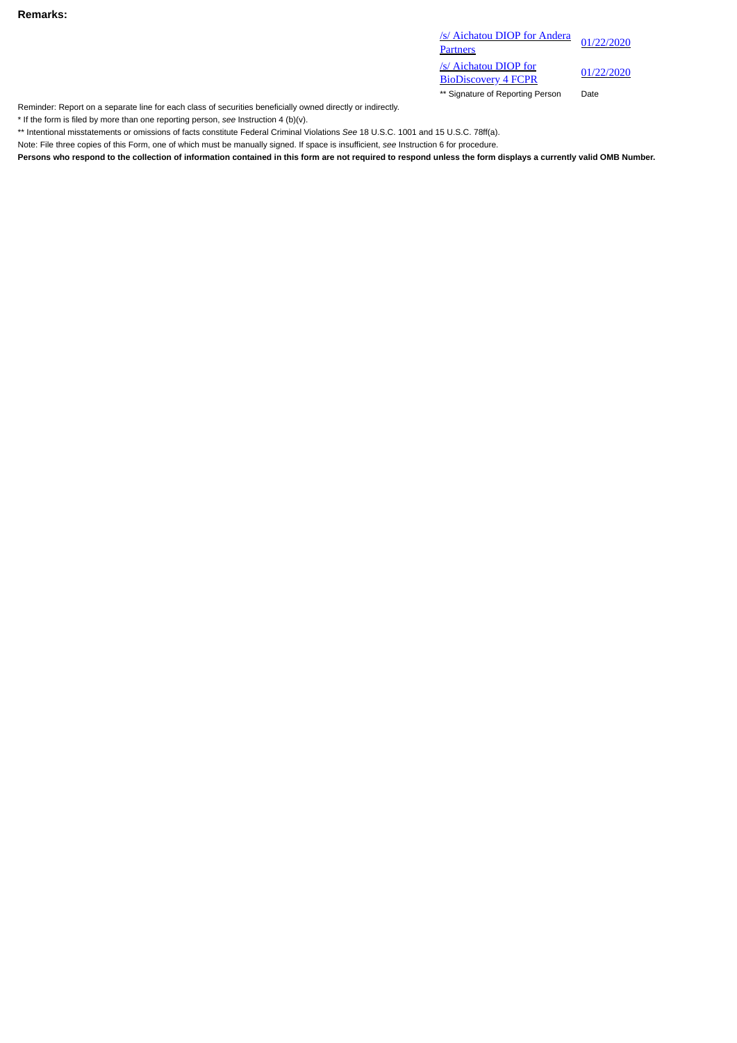**Remarks:**

| | |
|---|---|
| /s/ Aichatou DIOP for Andera Partners | 01/22/2020 |
| /s/ Aichatou DIOP for BioDiscovery 4 FCPR | 01/22/2020 |
| ** Signature of Reporting Person | Date |

Reminder: Report on a separate line for each class of securities beneficially owned directly or indirectly.

* If the form is filed by more than one reporting person, *see* Instruction 4 (b)(v).

** Intentional misstatements or omissions of facts constitute Federal Criminal Violations *See* 18 U.S.C. 1001 and 15 U.S.C. 78ff(a).

Note: File three copies of this Form, one of which must be manually signed. If space is insufficient, *see* Instruction 6 for procedure.

**Persons who respond to the collection of information contained in this form are not required to respond unless the form displays a currently valid OMB Number.**